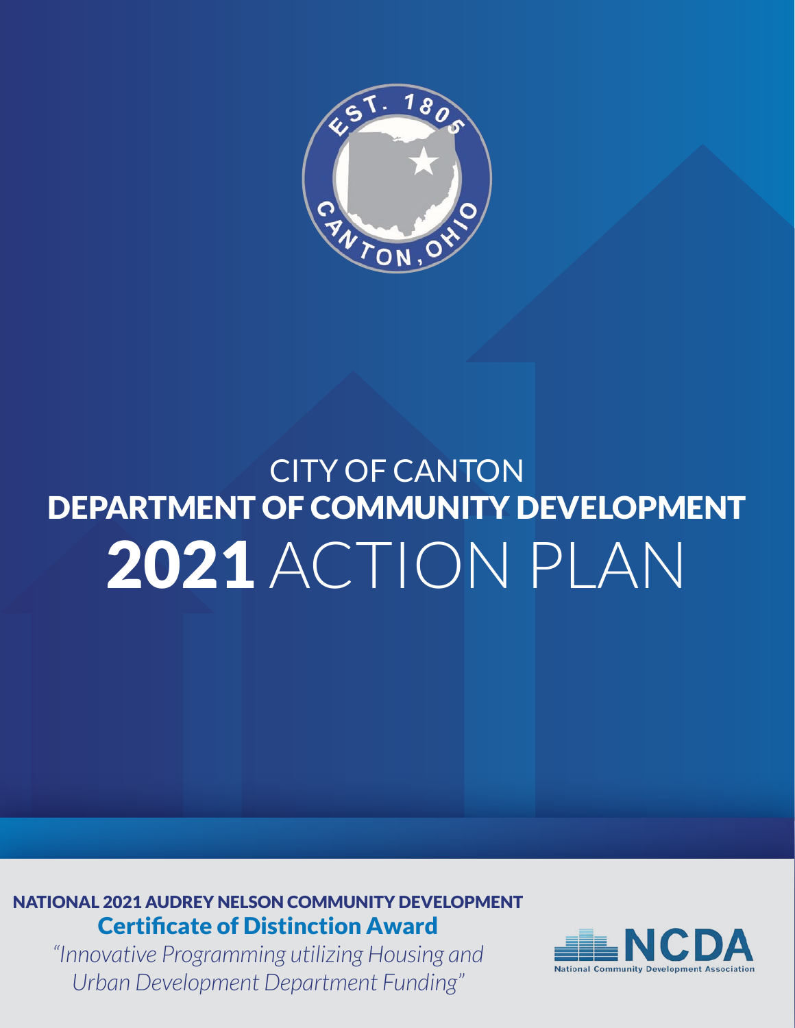# CITY OF CANTON
# DEPARTMENT OF COMMUNITY DEVELOPMENT
# 2021 ACTION PLAN

**NATIONAL 2021 AUDREY NELSON COMMUNITY DEVELOPMENT**

**Certificate of Distinction Award**

*"Innovative Programming utilizing Housing and Urban Development Department Funding"*

NCDA
National Community Development Association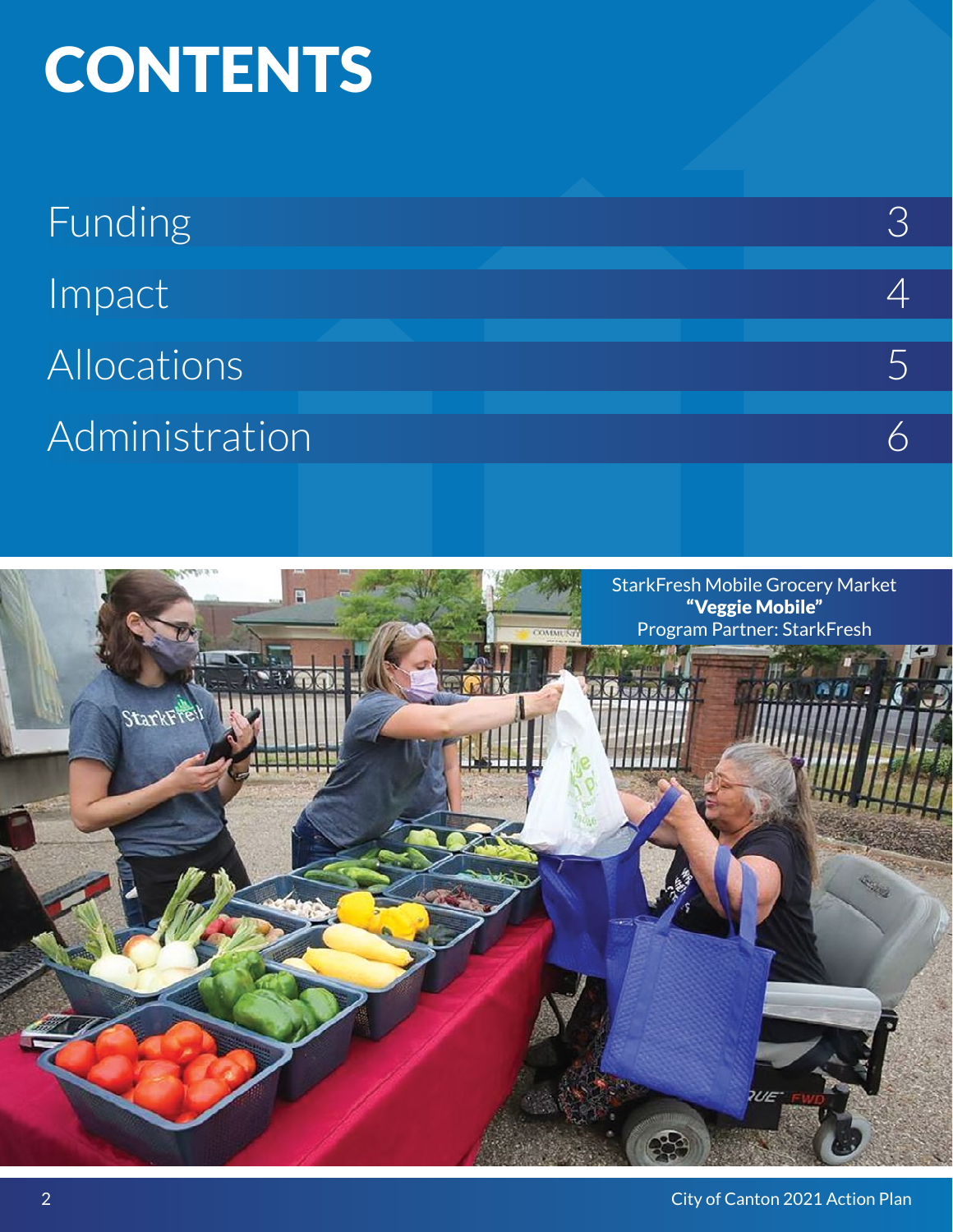# CONTENTS

| | |
|---|---|
| Funding | 3 |
| Impact | 4 |
| Allocations | 5 |
| Administration | 6 |

StarkFresh Mobile Grocery Market
**"Veggie Mobile"**
Program Partner: StarkFresh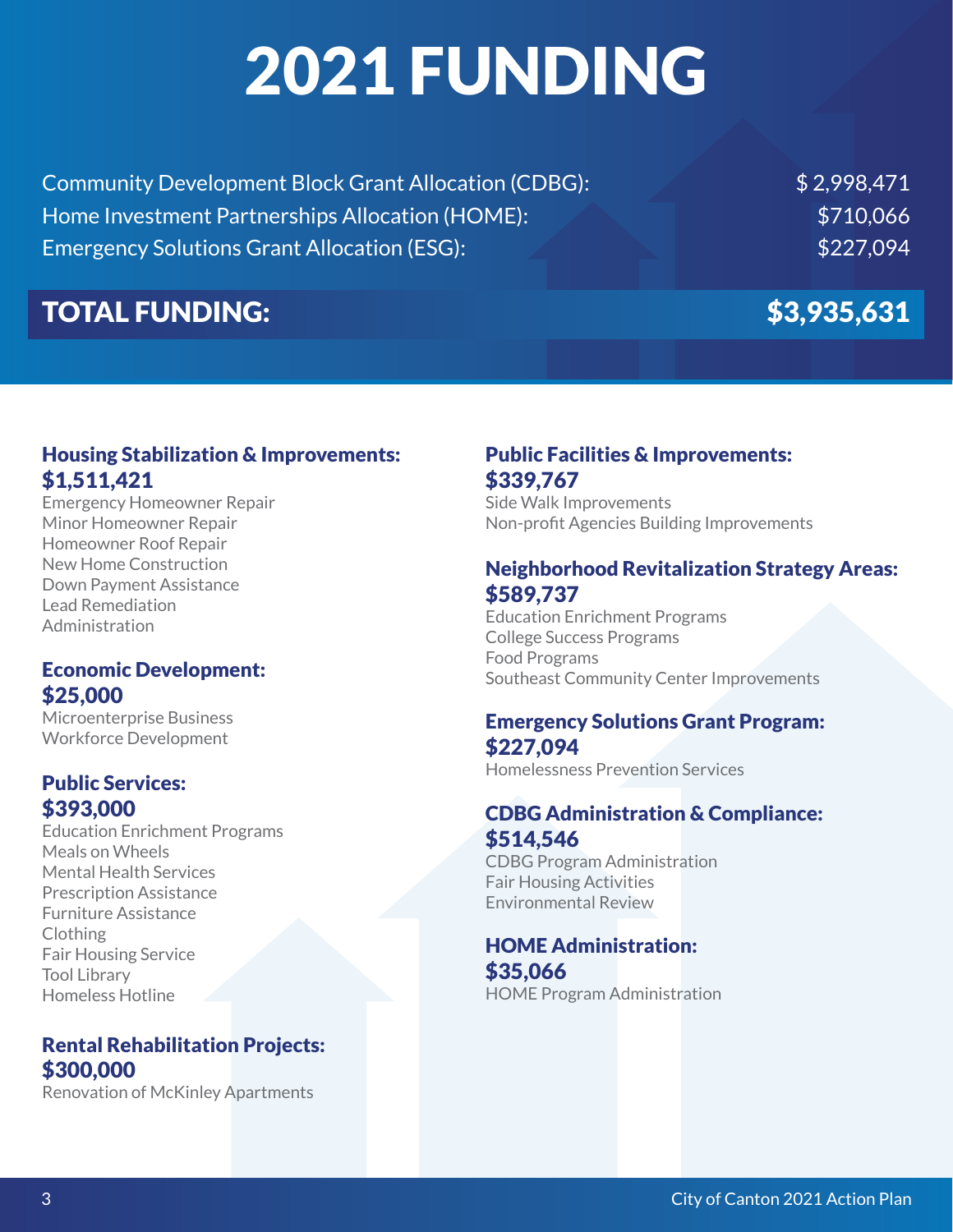# 2021 FUNDING

| | |
|---|---|
| Community Development Block Grant Allocation (CDBG): | $ 2,998,471 |
| Home Investment Partnerships Allocation (HOME): | $710,066 |
| Emergency Solutions Grant Allocation (ESG): | $227,094 |
| **TOTAL FUNDING:** | **$3,935,631** |

### Housing Stabilization & Improvements: $1,511,421

Emergency Homeowner Repair
Minor Homeowner Repair
Homeowner Roof Repair
New Home Construction
Down Payment Assistance
Lead Remediation
Administration

### Economic Development: $25,000

Microenterprise Business
Workforce Development

### Public Services: $393,000

Education Enrichment Programs
Meals on Wheels
Mental Health Services
Prescription Assistance
Furniture Assistance
Clothing
Fair Housing Service
Tool Library
Homeless Hotline

### Rental Rehabilitation Projects: $300,000

Renovation of McKinley Apartments

### Public Facilities & Improvements: $339,767

Side Walk Improvements
Non-profit Agencies Building Improvements

### Neighborhood Revitalization Strategy Areas: $589,737

Education Enrichment Programs
College Success Programs
Food Programs
Southeast Community Center Improvements

### Emergency Solutions Grant Program: $227,094

Homelessness Prevention Services

### CDBG Administration & Compliance: $514,546

CDBG Program Administration
Fair Housing Activities
Environmental Review

### HOME Administration: $35,066

HOME Program Administration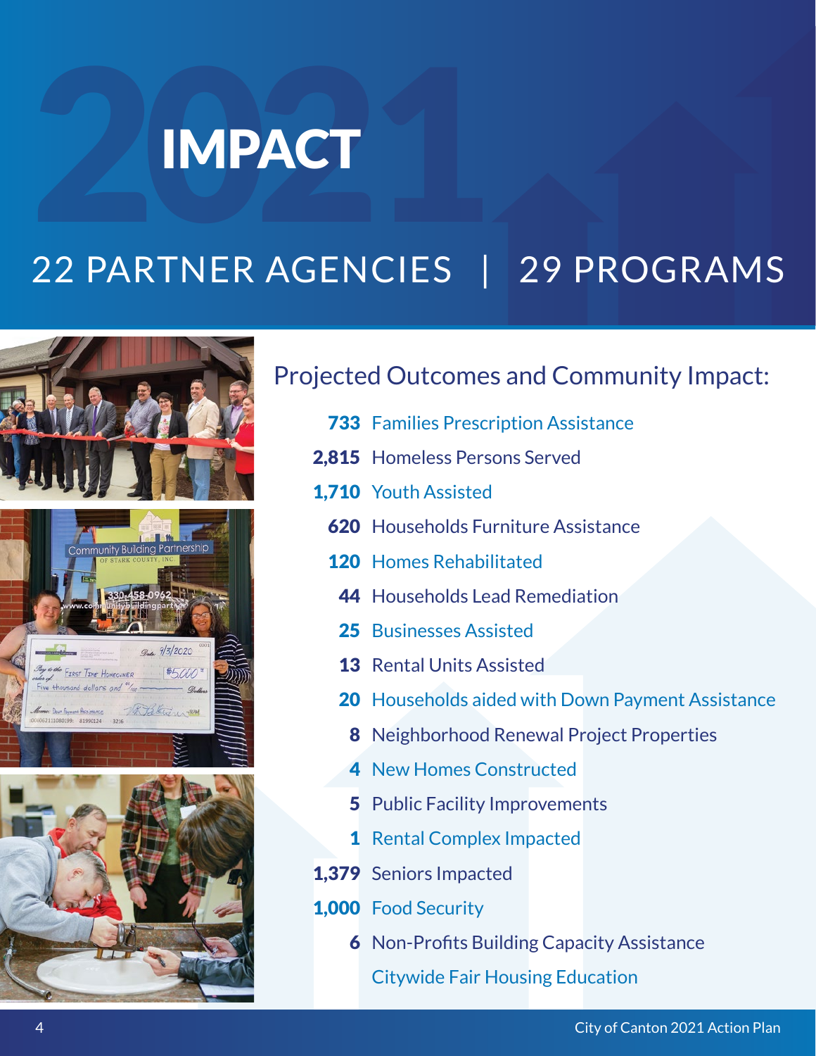# 2021 IMPACT

## 22 PARTNER AGENCIES | 29 PROGRAMS

## Projected Outcomes and Community Impact:

- **733** Families Prescription Assistance
- **2,815** Homeless Persons Served
- **1,710** Youth Assisted
- **620** Households Furniture Assistance
- **120** Homes Rehabilitated
- **44** Households Lead Remediation
- **25** Businesses Assisted
- **13** Rental Units Assisted
- **20** Households aided with Down Payment Assistance
- **8** Neighborhood Renewal Project Properties
- **4** New Homes Constructed
- **5** Public Facility Improvements
- **1** Rental Complex Impacted
- **1,379** Seniors Impacted
- **1,000** Food Security
- **6** Non-Profits Building Capacity Assistance
- Citywide Fair Housing Education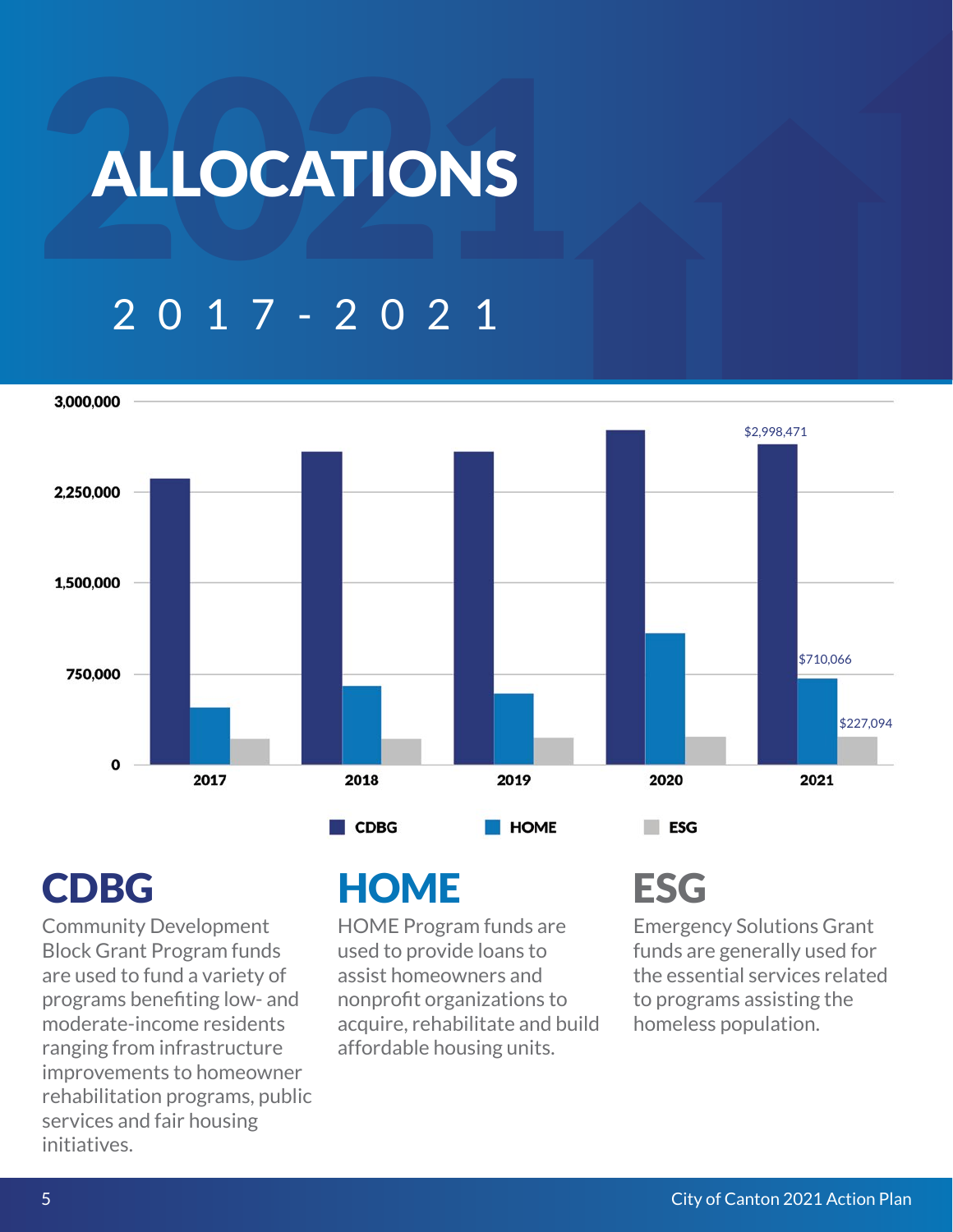# ALLOCATIONS

## 2017-2021

3,000,000

2,250,000

1,500,000

750,000

0

2017 2018 2019 2020 2021

$2,998,471

$710,066

$227,094

CDBG HOME ESG

## CDBG

Community Development Block Grant Program funds are used to fund a variety of programs benefiting low- and moderate-income residents ranging from infrastructure improvements to homeowner rehabilitation programs, public services and fair housing initiatives.

## HOME

HOME Program funds are used to provide loans to assist homeowners and nonprofit organizations to acquire, rehabilitate and build affordable housing units.

## ESG

Emergency Solutions Grant funds are generally used for the essential services related to programs assisting the homeless population.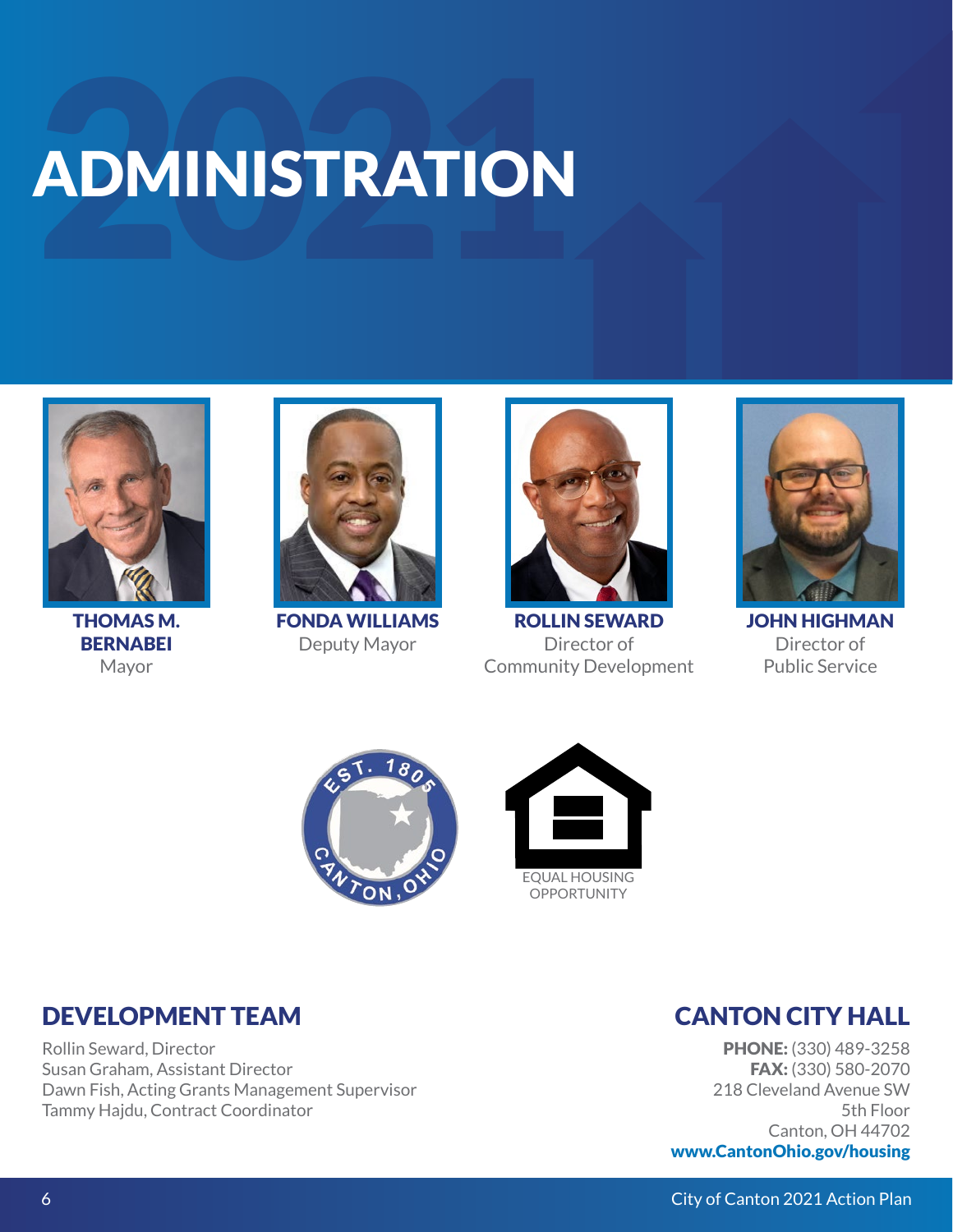# ADMINISTRATION

**THOMAS M. BERNABEI**
Mayor

**FONDA WILLIAMS**
Deputy Mayor

**ROLLIN SEWARD**
Director of Community Development

**JOHN HIGHMAN**
Director of Public Service

EST. 1805
CANTON, OHIO

EQUAL HOUSING OPPORTUNITY

## DEVELOPMENT TEAM

Rollin Seward, Director
Susan Graham, Assistant Director
Dawn Fish, Acting Grants Management Supervisor
Tammy Hajdu, Contract Coordinator

## CANTON CITY HALL

**PHONE:** (330) 489-3258
**FAX:** (330) 580-2070
218 Cleveland Avenue SW
5th Floor
Canton, OH 44702
**www.CantonOhio.gov/housing**